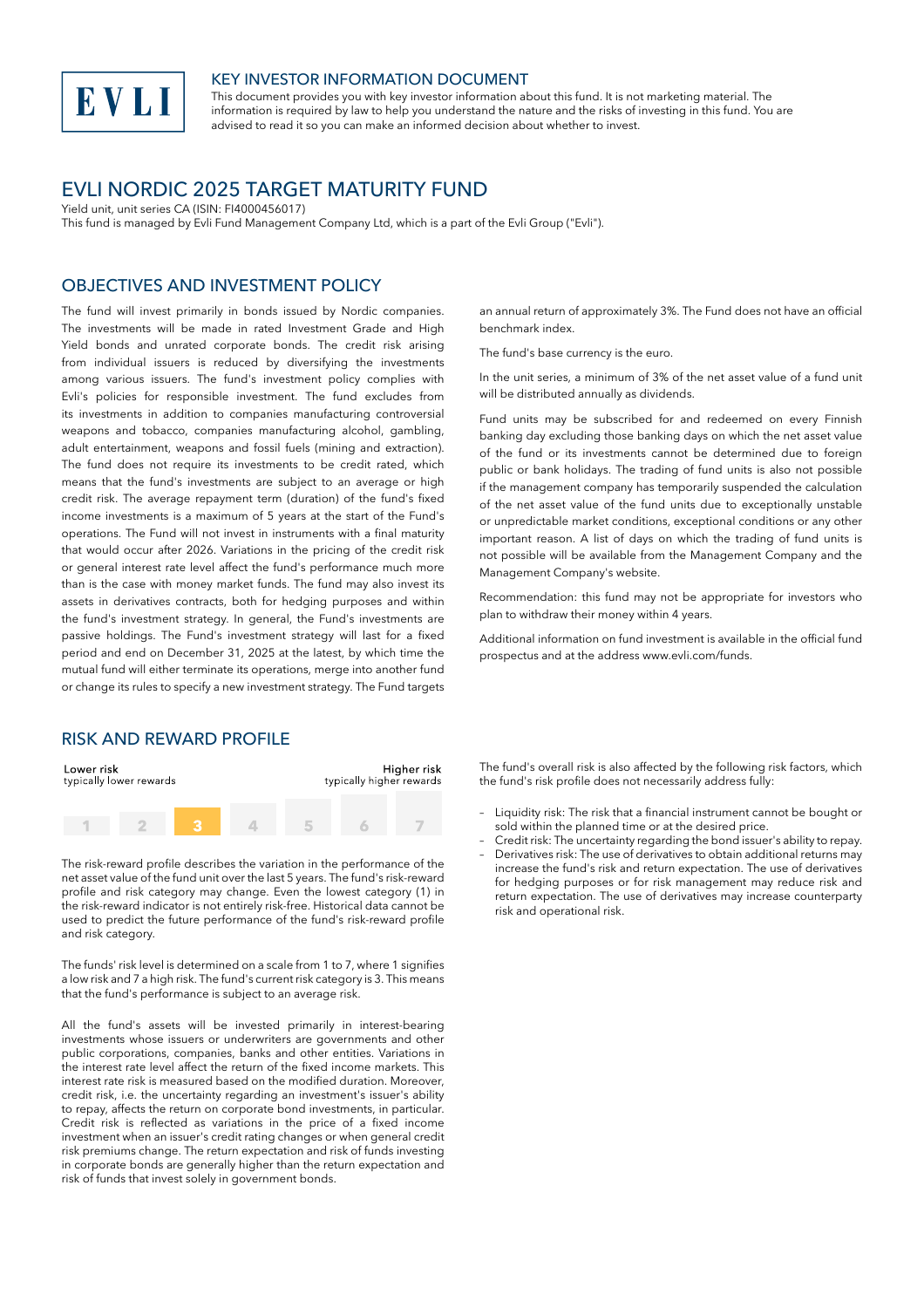EVLI

## KEY INVESTOR INFORMATION DOCUMENT

This document provides you with key investor information about this fund. It is not marketing material. The information is required by law to help you understand the nature and the risks of investing in this fund. You are advised to read it so you can make an informed decision about whether to invest.

# EVLI NORDIC 2025 TARGET MATURITY FUND

Yield unit, unit series CA (ISIN: FI4000456017)

This fund is managed by Evli Fund Management Company Ltd, which is a part of the Evli Group ("Evli").

## OBJECTIVES AND INVESTMENT POLICY

The fund will invest primarily in bonds issued by Nordic companies. The investments will be made in rated Investment Grade and High Yield bonds and unrated corporate bonds. The credit risk arising from individual issuers is reduced by diversifying the investments among various issuers. The fund's investment policy complies with Evli's policies for responsible investment. The fund excludes from its investments in addition to companies manufacturing controversial weapons and tobacco, companies manufacturing alcohol, gambling, adult entertainment, weapons and fossil fuels (mining and extraction). The fund does not require its investments to be credit rated, which means that the fund's investments are subject to an average or high credit risk. The average repayment term (duration) of the fund's fixed income investments is a maximum of 5 years at the start of the Fund's operations. The Fund will not invest in instruments with a final maturity that would occur after 2026. Variations in the pricing of the credit risk or general interest rate level affect the fund's performance much more than is the case with money market funds. The fund may also invest its assets in derivatives contracts, both for hedging purposes and within the fund's investment strategy. In general, the Fund's investments are passive holdings. The Fund's investment strategy will last for a fixed period and end on December 31, 2025 at the latest, by which time the mutual fund will either terminate its operations, merge into another fund or change its rules to specify a new investment strategy. The Fund targets an annual return of approximately 3%. The Fund does not have an official benchmark index.

The fund's base currency is the euro.

In the unit series, a minimum of 3% of the net asset value of a fund unit will be distributed annually as dividends.

Fund units may be subscribed for and redeemed on every Finnish banking day excluding those banking days on which the net asset value of the fund or its investments cannot be determined due to foreign public or bank holidays. The trading of fund units is also not possible if the management company has temporarily suspended the calculation of the net asset value of the fund units due to exceptionally unstable or unpredictable market conditions, exceptional conditions or any other important reason. A list of days on which the trading of fund units is not possible will be available from the Management Company and the Management Company's website.

Recommendation: this fund may not be appropriate for investors who plan to withdraw their money within 4 years.

Additional information on fund investment is available in the official fund prospectus and at the address www.evli.com/funds.

## RISK AND REWARD PROFILE

| Lower risk typically lower rewards | | | | | | Higher risk typically higher rewards |
|---|---|---|---|---|---|---|
| 1 | 2 | **3** | 4 | 5 | 6 | 7 |

The risk-reward profile describes the variation in the performance of the net asset value of the fund unit over the last 5 years. The fund's risk-reward profile and risk category may change. Even the lowest category (1) in the risk-reward indicator is not entirely risk-free. Historical data cannot be used to predict the future performance of the fund's risk-reward profile and risk category.

The funds' risk level is determined on a scale from 1 to 7, where 1 signifies a low risk and 7 a high risk. The fund's current risk category is 3. This means that the fund's performance is subject to an average risk.

All the fund's assets will be invested primarily in interest-bearing investments whose issuers or underwriters are governments and other public corporations, companies, banks and other entities. Variations in the interest rate level affect the return of the fixed income markets. This interest rate risk is measured based on the modified duration. Moreover, credit risk, i.e. the uncertainty regarding an investment's issuer's ability to repay, affects the return on corporate bond investments, in particular. Credit risk is reflected as variations in the price of a fixed income investment when an issuer's credit rating changes or when general credit risk premiums change. The return expectation and risk of funds investing in corporate bonds are generally higher than the return expectation and risk of funds that invest solely in government bonds.

The fund's overall risk is also affected by the following risk factors, which the fund's risk profile does not necessarily address fully:

- Liquidity risk: The risk that a financial instrument cannot be bought or sold within the planned time or at the desired price.
- Credit risk: The uncertainty regarding the bond issuer's ability to repay.
- Derivatives risk: The use of derivatives to obtain additional returns may increase the fund's risk and return expectation. The use of derivatives for hedging purposes or for risk management may reduce risk and return expectation. The use of derivatives may increase counterparty risk and operational risk.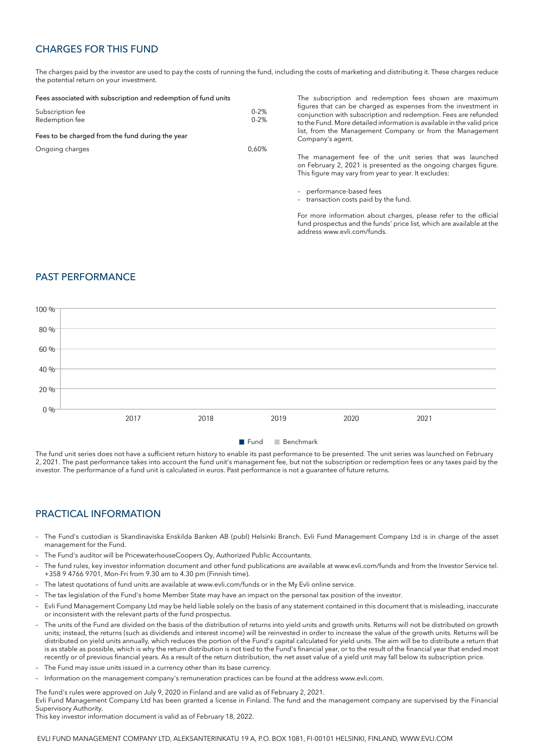## CHARGES FOR THIS FUND

The charges paid by the investor are used to pay the costs of running the fund, including the costs of marketing and distributing it. These charges reduce the potential return on your investment.

| Fees associated with subscription and redemption of fund units | |
|---|---|
| Subscription fee | 0-2% |
| Redemption fee | 0-2% |
| **Fees to be charged from the fund during the year** | |
| Ongoing charges | 0,60% |

The subscription and redemption fees shown are maximum figures that can be charged as expenses from the investment in conjunction with subscription and redemption. Fees are refunded to the Fund. More detailed information is available in the valid price list, from the Management Company or from the Management Company's agent.

The management fee of the unit series that was launched on February 2, 2021 is presented as the ongoing charges figure. This figure may vary from year to year. It excludes:

- performance-based fees
- transaction costs paid by the fund.

For more information about charges, please refer to the official fund prospectus and the funds' price list, which are available at the address www.evli.com/funds.

## PAST PERFORMANCE

100 %
80 %
60 %
40 %
20 %
0 %
2017
2018
2019
2020
2021
Fund
Benchmark

The fund unit series does not have a sufficient return history to enable its past performance to be presented. The unit series was launched on February 2, 2021. The past performance takes into account the fund unit's management fee, but not the subscription or redemption fees or any taxes paid by the investor. The performance of a fund unit is calculated in euros. Past performance is not a guarantee of future returns.

## PRACTICAL INFORMATION

- The Fund's custodian is Skandinaviska Enskilda Banken AB (publ) Helsinki Branch. Evli Fund Management Company Ltd is in charge of the asset management for the Fund.
- The Fund's auditor will be PricewaterhouseCoopers Oy, Authorized Public Accountants.
- The fund rules, key investor information document and other fund publications are available at www.evli.com/funds and from the Investor Service tel. +358 9 4766 9701, Mon-Fri from 9.30 am to 4.30 pm (Finnish time).
- The latest quotations of fund units are available at www.evli.com/funds or in the My Evli online service.
- The tax legislation of the Fund's home Member State may have an impact on the personal tax position of the investor.
- Evli Fund Management Company Ltd may be held liable solely on the basis of any statement contained in this document that is misleading, inaccurate or inconsistent with the relevant parts of the fund prospectus.
- The units of the Fund are divided on the basis of the distribution of returns into yield units and growth units. Returns will not be distributed on growth units; instead, the returns (such as dividends and interest income) will be reinvested in order to increase the value of the growth units. Returns will be distributed on yield units annually, which reduces the portion of the Fund's capital calculated for yield units. The aim will be to distribute a return that is as stable as possible, which is why the return distribution is not tied to the Fund's financial year, or to the result of the financial year that ended most recently or of previous financial years. As a result of the return distribution, the net asset value of a yield unit may fall below its subscription price.
- The Fund may issue units issued in a currency other than its base currency.
- Information on the management company's remuneration practices can be found at the address www.evli.com.

The fund's rules were approved on July 9, 2020 in Finland and are valid as of February 2, 2021.
Evli Fund Management Company Ltd has been granted a license in Finland. The fund and the management company are supervised by the Financial Supervisory Authority.
This key investor information document is valid as of February 18, 2022.

EVLI FUND MANAGEMENT COMPANY LTD, ALEKSANTERINKATU 19 A, P.O. BOX 1081, FI-00101 HELSINKI, FINLAND, WWW.EVLI.COM